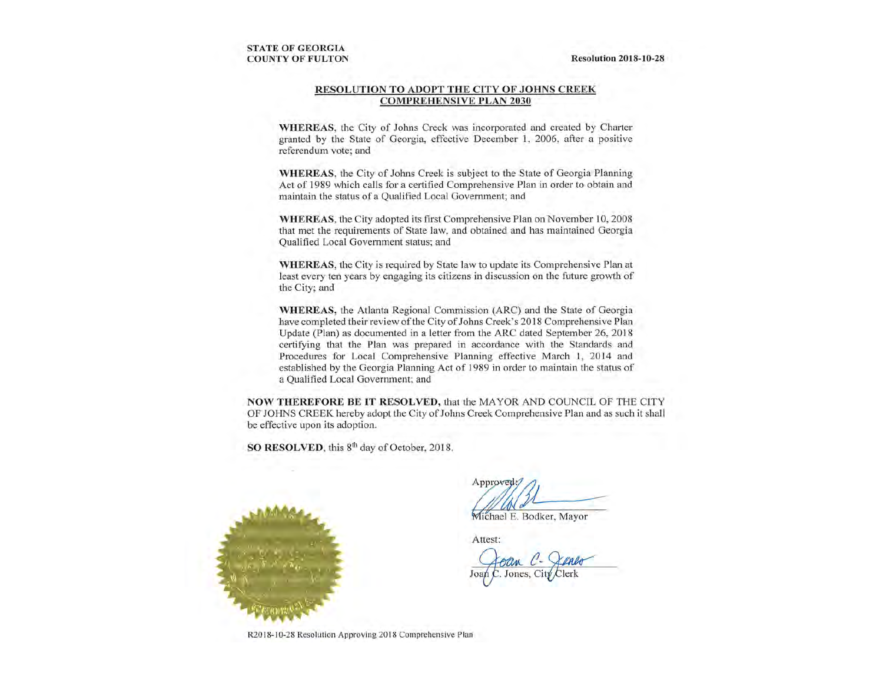**STATE OF GEORGIA**
**COUNTY OF FULTON**

**Resolution 2018-10-28**

## RESOLUTION TO ADOPT THE CITY OF JOHNS CREEK COMPREHENSIVE PLAN 2030

**WHEREAS**, the City of Johns Creek was incorporated and created by Charter granted by the State of Georgia, effective December 1, 2006, after a positive referendum vote; and

**WHEREAS**, the City of Johns Creek is subject to the State of Georgia Planning Act of 1989 which calls for a certified Comprehensive Plan in order to obtain and maintain the status of a Qualified Local Government; and

**WHEREAS**, the City adopted its first Comprehensive Plan on November 10, 2008 that met the requirements of State law, and obtained and has maintained Georgia Qualified Local Government status; and

**WHEREAS**, the City is required by State law to update its Comprehensive Plan at least every ten years by engaging its citizens in discussion on the future growth of the City; and

**WHEREAS**, the Atlanta Regional Commission (ARC) and the State of Georgia have completed their review of the City of Johns Creek's 2018 Comprehensive Plan Update (Plan) as documented in a letter from the ARC dated September 26, 2018 certifying that the Plan was prepared in accordance with the Standards and Procedures for Local Comprehensive Planning effective March 1, 2014 and established by the Georgia Planning Act of 1989 in order to maintain the status of a Qualified Local Government; and

**NOW THEREFORE BE IT RESOLVED,** that the MAYOR AND COUNCIL OF THE CITY OF JOHNS CREEK hereby adopt the City of Johns Creek Comprehensive Plan and as such it shall be effective upon its adoption.

**SO RESOLVED**, this 8th day of October, 2018.

Approved:

Michael E. Bodker, Mayor

Attest:

Joan C. Jones, City Clerk

R2018-10-28 Resolution Approving 2018 Comprehensive Plan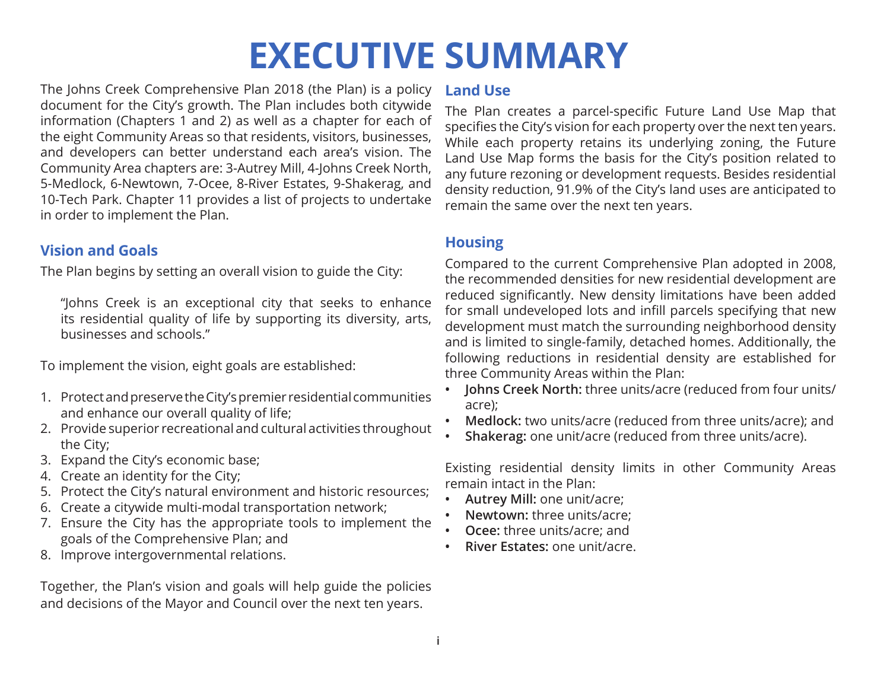# EXECUTIVE SUMMARY

The Johns Creek Comprehensive Plan 2018 (the Plan) is a policy document for the City's growth. The Plan includes both citywide information (Chapters 1 and 2) as well as a chapter for each of the eight Community Areas so that residents, visitors, businesses, and developers can better understand each area's vision. The Community Area chapters are: 3-Autrey Mill, 4-Johns Creek North, 5-Medlock, 6-Newtown, 7-Ocee, 8-River Estates, 9-Shakerag, and 10-Tech Park. Chapter 11 provides a list of projects to undertake in order to implement the Plan.

## Vision and Goals

The Plan begins by setting an overall vision to guide the City:

> "Johns Creek is an exceptional city that seeks to enhance its residential quality of life by supporting its diversity, arts, businesses and schools."

To implement the vision, eight goals are established:

1. Protect and preserve the City's premier residential communities and enhance our overall quality of life;
2. Provide superior recreational and cultural activities throughout the City;
3. Expand the City's economic base;
4. Create an identity for the City;
5. Protect the City's natural environment and historic resources;
6. Create a citywide multi-modal transportation network;
7. Ensure the City has the appropriate tools to implement the goals of the Comprehensive Plan; and
8. Improve intergovernmental relations.

Together, the Plan's vision and goals will help guide the policies and decisions of the Mayor and Council over the next ten years.

## Land Use

The Plan creates a parcel-specific Future Land Use Map that specifies the City's vision for each property over the next ten years. While each property retains its underlying zoning, the Future Land Use Map forms the basis for the City's position related to any future rezoning or development requests. Besides residential density reduction, 91.9% of the City's land uses are anticipated to remain the same over the next ten years.

## Housing

Compared to the current Comprehensive Plan adopted in 2008, the recommended densities for new residential development are reduced significantly. New density limitations have been added for small undeveloped lots and infill parcels specifying that new development must match the surrounding neighborhood density and is limited to single-family, detached homes. Additionally, the following reductions in residential density are established for three Community Areas within the Plan:

- **Johns Creek North:** three units/acre (reduced from four units/acre);
- **Medlock:** two units/acre (reduced from three units/acre); and
- **Shakerag:** one unit/acre (reduced from three units/acre).

Existing residential density limits in other Community Areas remain intact in the Plan:

- **Autrey Mill:** one unit/acre;
- **Newtown:** three units/acre;
- **Ocee:** three units/acre; and
- **River Estates:** one unit/acre.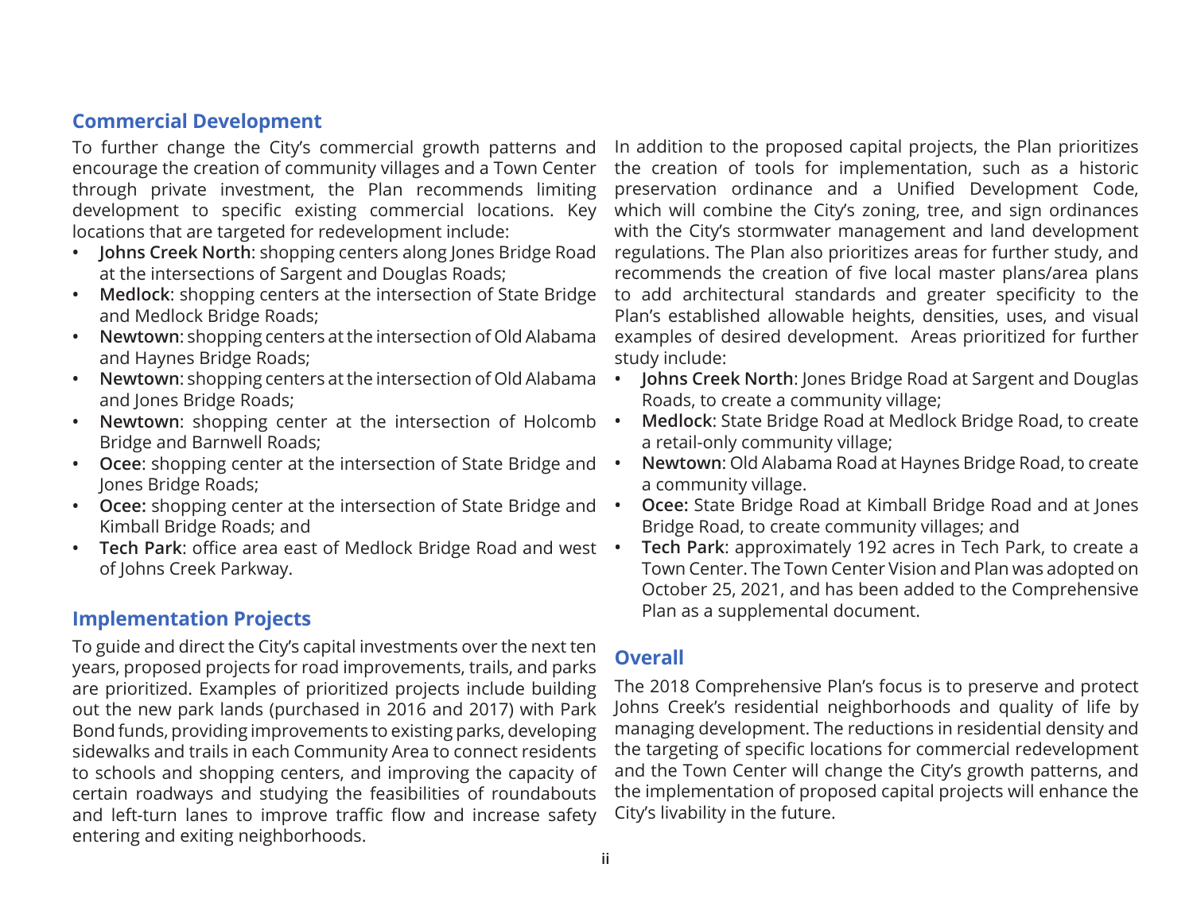## Commercial Development

To further change the City's commercial growth patterns and encourage the creation of community villages and a Town Center through private investment, the Plan recommends limiting development to specific existing commercial locations. Key locations that are targeted for redevelopment include:

- **Johns Creek North**: shopping centers along Jones Bridge Road at the intersections of Sargent and Douglas Roads;
- **Medlock**: shopping centers at the intersection of State Bridge and Medlock Bridge Roads;
- **Newtown**: shopping centers at the intersection of Old Alabama and Haynes Bridge Roads;
- **Newtown**: shopping centers at the intersection of Old Alabama and Jones Bridge Roads;
- **Newtown**: shopping center at the intersection of Holcomb Bridge and Barnwell Roads;
- **Ocee**: shopping center at the intersection of State Bridge and Jones Bridge Roads;
- **Ocee:** shopping center at the intersection of State Bridge and Kimball Bridge Roads; and
- **Tech Park**: office area east of Medlock Bridge Road and west of Johns Creek Parkway.

## Implementation Projects

To guide and direct the City's capital investments over the next ten years, proposed projects for road improvements, trails, and parks are prioritized. Examples of prioritized projects include building out the new park lands (purchased in 2016 and 2017) with Park Bond funds, providing improvements to existing parks, developing sidewalks and trails in each Community Area to connect residents to schools and shopping centers, and improving the capacity of certain roadways and studying the feasibilities of roundabouts and left-turn lanes to improve traffic flow and increase safety entering and exiting neighborhoods.

In addition to the proposed capital projects, the Plan prioritizes the creation of tools for implementation, such as a historic preservation ordinance and a Unified Development Code, which will combine the City's zoning, tree, and sign ordinances with the City's stormwater management and land development regulations. The Plan also prioritizes areas for further study, and recommends the creation of five local master plans/area plans to add architectural standards and greater specificity to the Plan's established allowable heights, densities, uses, and visual examples of desired development. Areas prioritized for further study include:

- **Johns Creek North**: Jones Bridge Road at Sargent and Douglas Roads, to create a community village;
- **Medlock**: State Bridge Road at Medlock Bridge Road, to create a retail-only community village;
- **Newtown**: Old Alabama Road at Haynes Bridge Road, to create a community village.
- **Ocee:** State Bridge Road at Kimball Bridge Road and at Jones Bridge Road, to create community villages; and
- **Tech Park**: approximately 192 acres in Tech Park, to create a Town Center. The Town Center Vision and Plan was adopted on October 25, 2021, and has been added to the Comprehensive Plan as a supplemental document.

## Overall

The 2018 Comprehensive Plan's focus is to preserve and protect Johns Creek's residential neighborhoods and quality of life by managing development. The reductions in residential density and the targeting of specific locations for commercial redevelopment and the Town Center will change the City's growth patterns, and the implementation of proposed capital projects will enhance the City's livability in the future.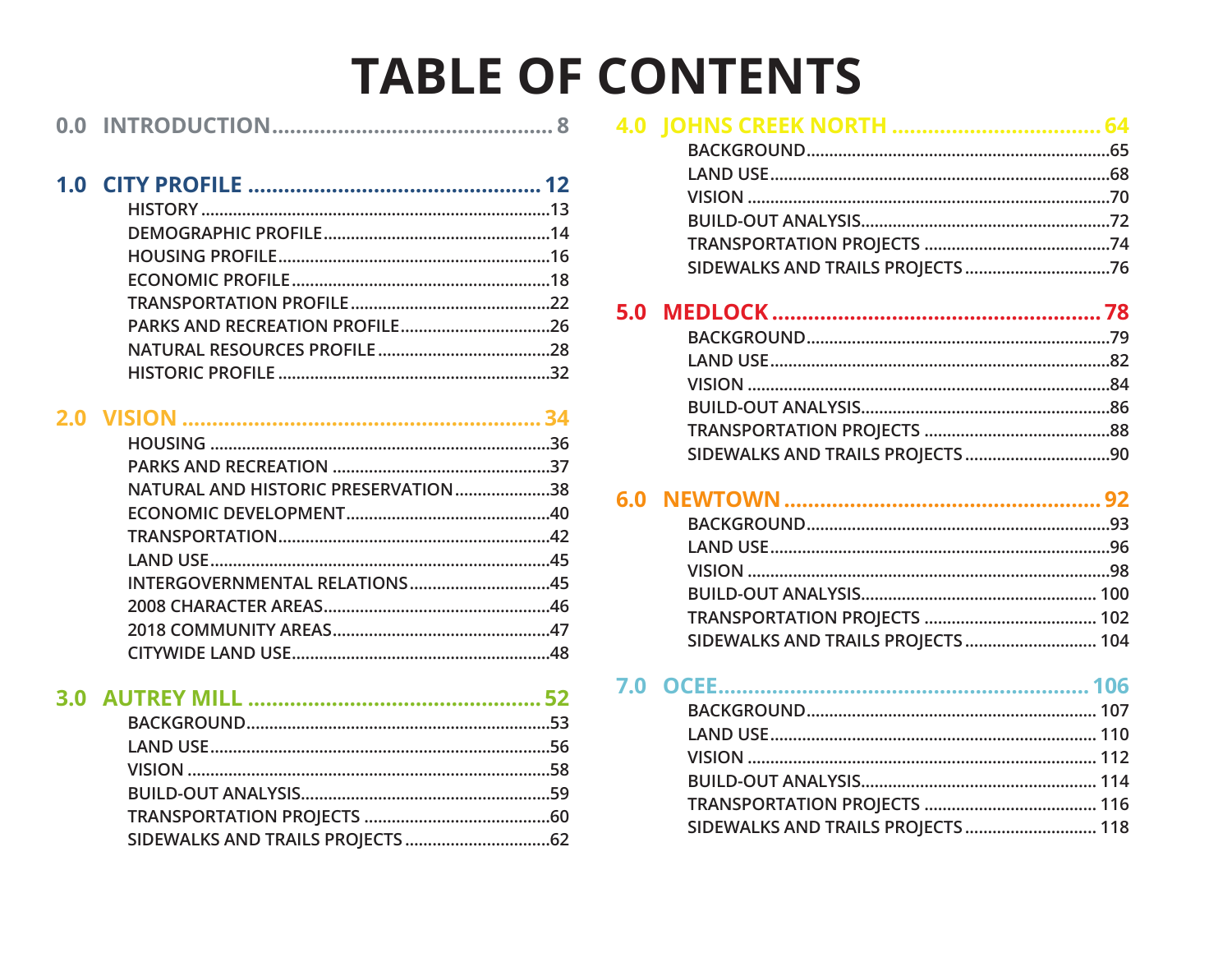# TABLE OF CONTENTS

**0.0 INTRODUCTION** .................................... 8

**1.0 CITY PROFILE** .................................... 12

- HISTORY .................................... 13
- DEMOGRAPHIC PROFILE .................................... 14
- HOUSING PROFILE .................................... 16
- ECONOMIC PROFILE .................................... 18
- TRANSPORTATION PROFILE .................................... 22
- PARKS AND RECREATION PROFILE .................................... 26
- NATURAL RESOURCES PROFILE .................................... 28
- HISTORIC PROFILE .................................... 32

**2.0 VISION** .................................... 34

- HOUSING .................................... 36
- PARKS AND RECREATION .................................... 37
- NATURAL AND HISTORIC PRESERVATION .................................... 38
- ECONOMIC DEVELOPMENT .................................... 40
- TRANSPORTATION .................................... 42
- LAND USE .................................... 45
- INTERGOVERNMENTAL RELATIONS .................................... 45
- 2008 CHARACTER AREAS .................................... 46
- 2018 COMMUNITY AREAS .................................... 47
- CITYWIDE LAND USE .................................... 48

**3.0 AUTREY MILL** .................................... 52

- BACKGROUND .................................... 53
- LAND USE .................................... 56
- VISION .................................... 58
- BUILD-OUT ANALYSIS .................................... 59
- TRANSPORTATION PROJECTS .................................... 60
- SIDEWALKS AND TRAILS PROJECTS .................................... 62

**4.0 JOHNS CREEK NORTH** .................................... 64

- BACKGROUND .................................... 65
- LAND USE .................................... 68
- VISION .................................... 70
- BUILD-OUT ANALYSIS .................................... 72
- TRANSPORTATION PROJECTS .................................... 74
- SIDEWALKS AND TRAILS PROJECTS .................................... 76

**5.0 MEDLOCK** .................................... 78

- BACKGROUND .................................... 79
- LAND USE .................................... 82
- VISION .................................... 84
- BUILD-OUT ANALYSIS .................................... 86
- TRANSPORTATION PROJECTS .................................... 88
- SIDEWALKS AND TRAILS PROJECTS .................................... 90

**6.0 NEWTOWN** .................................... 92

- BACKGROUND .................................... 93
- LAND USE .................................... 96
- VISION .................................... 98
- BUILD-OUT ANALYSIS .................................... 100
- TRANSPORTATION PROJECTS .................................... 102
- SIDEWALKS AND TRAILS PROJECTS .................................... 104

**7.0 OCEE** .................................... 106

- BACKGROUND .................................... 107
- LAND USE .................................... 110
- VISION .................................... 112
- BUILD-OUT ANALYSIS .................................... 114
- TRANSPORTATION PROJECTS .................................... 116
- SIDEWALKS AND TRAILS PROJECTS .................................... 118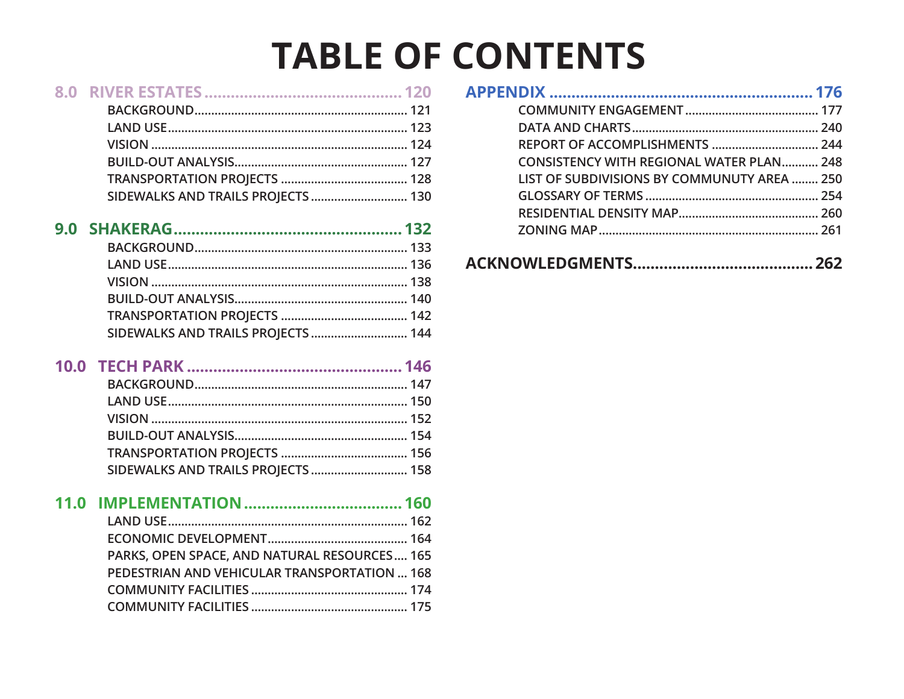# TABLE OF CONTENTS

## 8.0 RIVER ESTATES ........................................ 120

- BACKGROUND ........................................ 121
- LAND USE ........................................ 123
- VISION ........................................ 124
- BUILD-OUT ANALYSIS ........................................ 127
- TRANSPORTATION PROJECTS ........................................ 128
- SIDEWALKS AND TRAILS PROJECTS ........................................ 130

## 9.0 SHAKERAG ........................................ 132

- BACKGROUND ........................................ 133
- LAND USE ........................................ 136
- VISION ........................................ 138
- BUILD-OUT ANALYSIS ........................................ 140
- TRANSPORTATION PROJECTS ........................................ 142
- SIDEWALKS AND TRAILS PROJECTS ........................................ 144

## 10.0 TECH PARK ........................................ 146

- BACKGROUND ........................................ 147
- LAND USE ........................................ 150
- VISION ........................................ 152
- BUILD-OUT ANALYSIS ........................................ 154
- TRANSPORTATION PROJECTS ........................................ 156
- SIDEWALKS AND TRAILS PROJECTS ........................................ 158

## 11.0 IMPLEMENTATION ........................................ 160

- LAND USE ........................................ 162
- ECONOMIC DEVELOPMENT ........................................ 164
- PARKS, OPEN SPACE, AND NATURAL RESOURCES ........................................ 165
- PEDESTRIAN AND VEHICULAR TRANSPORTATION ........................................ 168
- COMMUNITY FACILITIES ........................................ 174
- COMMUNITY FACILITIES ........................................ 175

## APPENDIX ........................................ 176

- COMMUNITY ENGAGEMENT ........................................ 177
- DATA AND CHARTS ........................................ 240
- REPORT OF ACCOMPLISHMENTS ........................................ 244
- CONSISTENCY WITH REGIONAL WATER PLAN ........................................ 248
- LIST OF SUBDIVISIONS BY COMMUNUTY AREA ........................................ 250
- GLOSSARY OF TERMS ........................................ 254
- RESIDENTIAL DENSITY MAP ........................................ 260
- ZONING MAP ........................................ 261

## ACKNOWLEDGMENTS ........................................ 262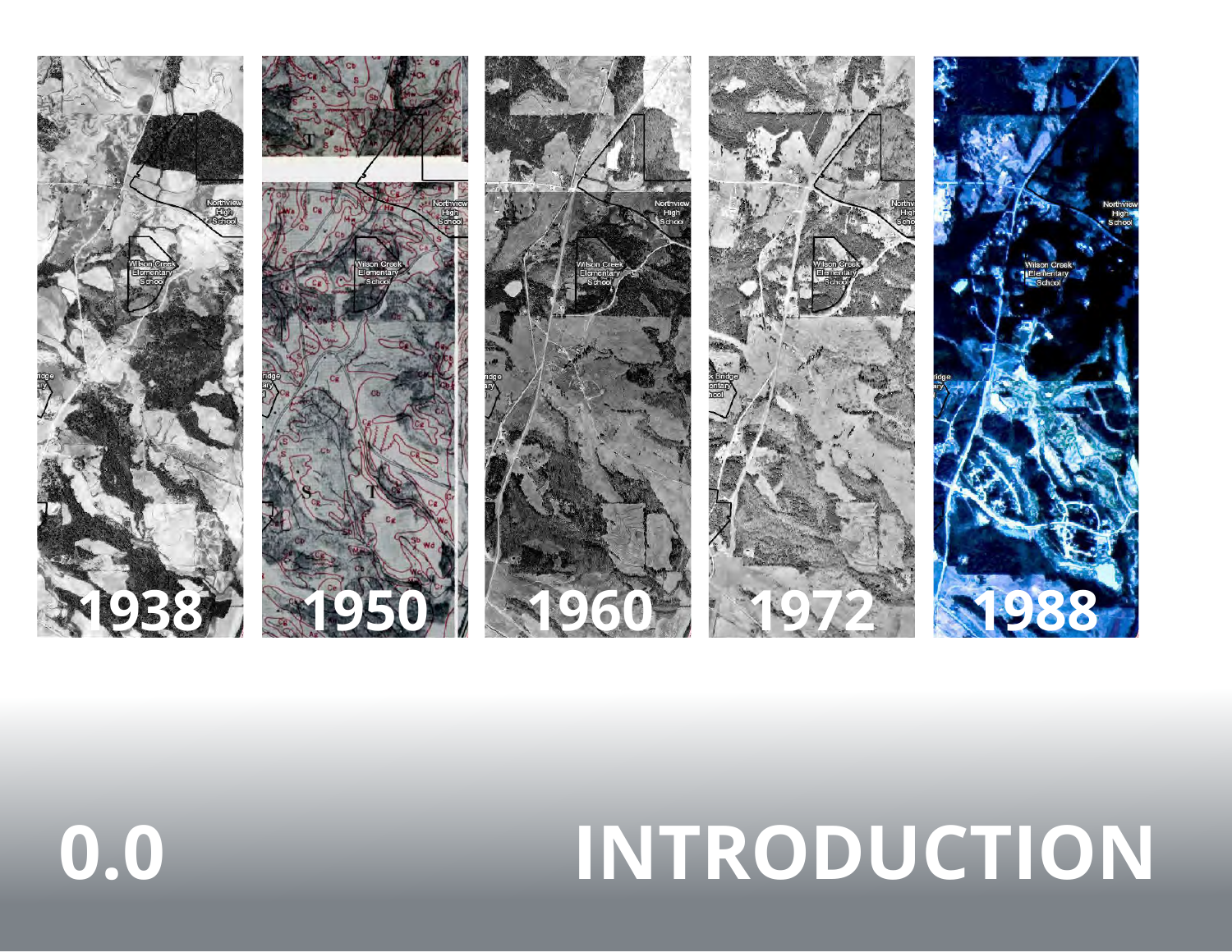1938

1950

1960

1972

1988

# 0.0 INTRODUCTION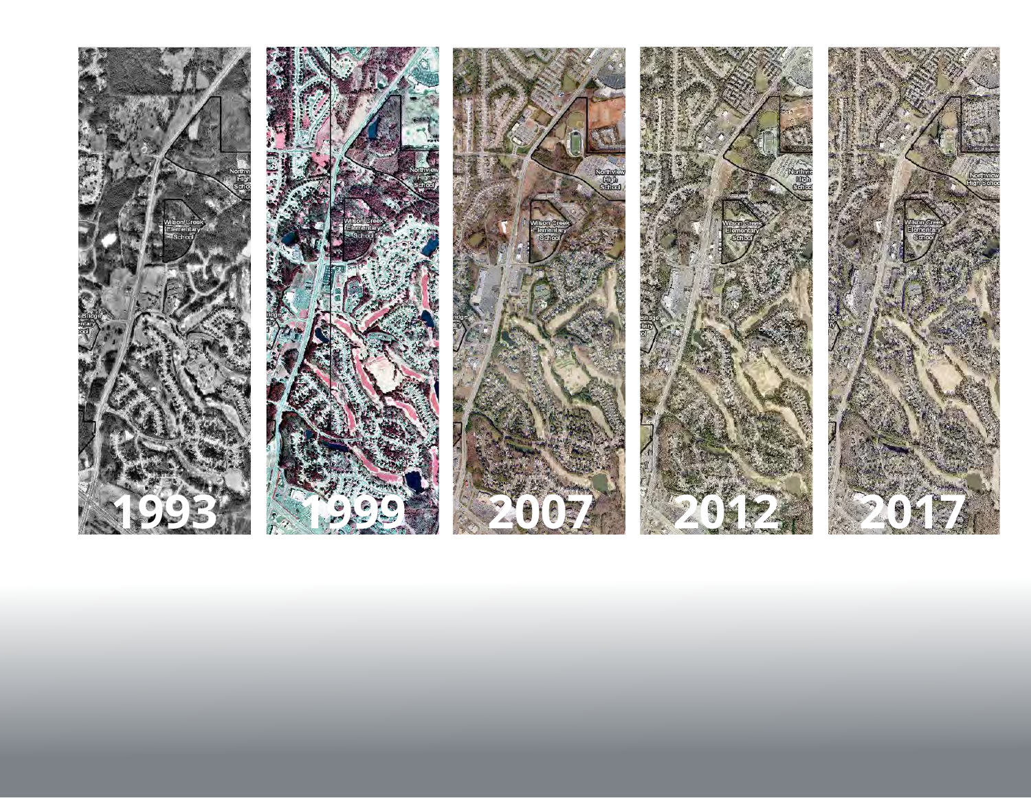1993

1999

2007

2012

2017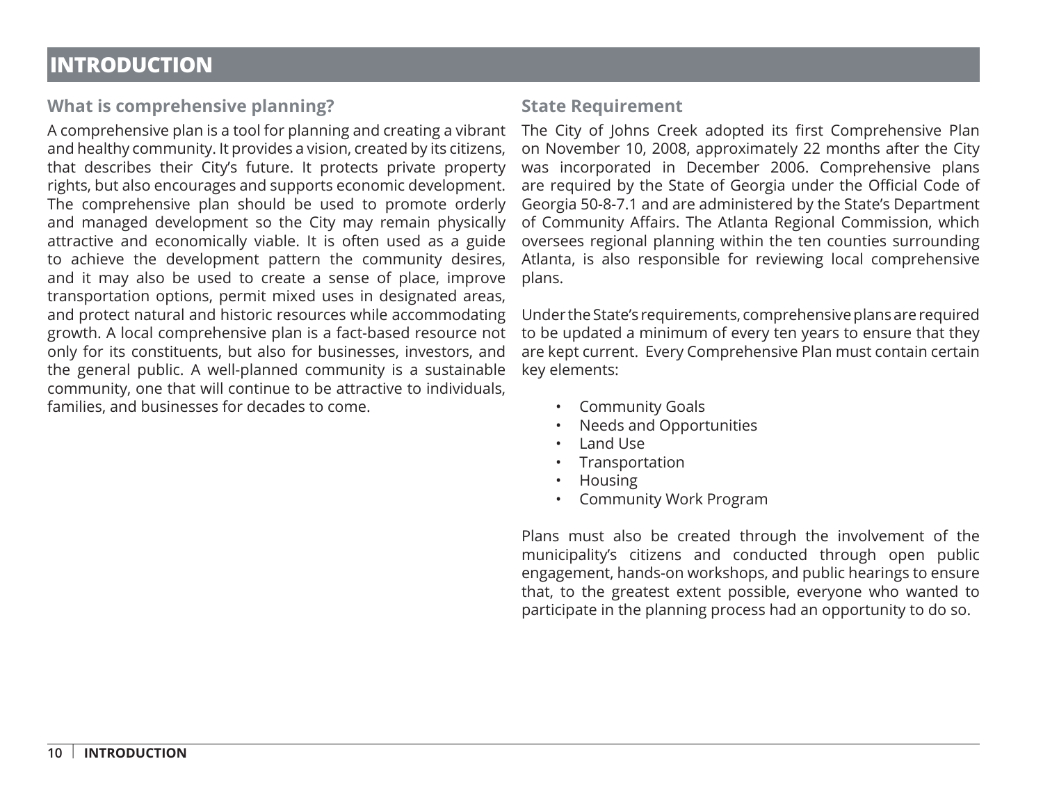# INTRODUCTION

## What is comprehensive planning?

A comprehensive plan is a tool for planning and creating a vibrant and healthy community. It provides a vision, created by its citizens, that describes their City's future. It protects private property rights, but also encourages and supports economic development. The comprehensive plan should be used to promote orderly and managed development so the City may remain physically attractive and economically viable. It is often used as a guide to achieve the development pattern the community desires, and it may also be used to create a sense of place, improve transportation options, permit mixed uses in designated areas, and protect natural and historic resources while accommodating growth. A local comprehensive plan is a fact-based resource not only for its constituents, but also for businesses, investors, and the general public. A well-planned community is a sustainable community, one that will continue to be attractive to individuals, families, and businesses for decades to come.

## State Requirement

The City of Johns Creek adopted its first Comprehensive Plan on November 10, 2008, approximately 22 months after the City was incorporated in December 2006. Comprehensive plans are required by the State of Georgia under the Official Code of Georgia 50-8-7.1 and are administered by the State's Department of Community Affairs. The Atlanta Regional Commission, which oversees regional planning within the ten counties surrounding Atlanta, is also responsible for reviewing local comprehensive plans.

Under the State's requirements, comprehensive plans are required to be updated a minimum of every ten years to ensure that they are kept current. Every Comprehensive Plan must contain certain key elements:

- Community Goals
- Needs and Opportunities
- Land Use
- Transportation
- Housing
- Community Work Program

Plans must also be created through the involvement of the municipality's citizens and conducted through open public engagement, hands-on workshops, and public hearings to ensure that, to the greatest extent possible, everyone who wanted to participate in the planning process had an opportunity to do so.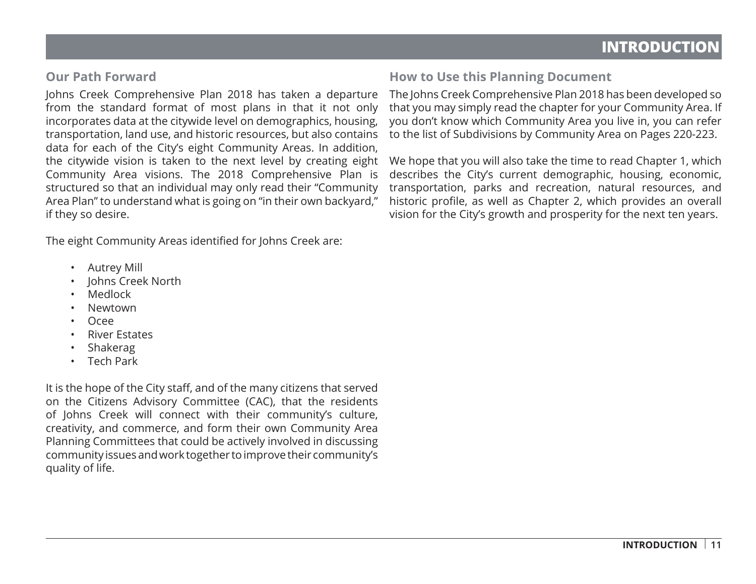# INTRODUCTION

## Our Path Forward

Johns Creek Comprehensive Plan 2018 has taken a departure from the standard format of most plans in that it not only incorporates data at the citywide level on demographics, housing, transportation, land use, and historic resources, but also contains data for each of the City's eight Community Areas. In addition, the citywide vision is taken to the next level by creating eight Community Area visions. The 2018 Comprehensive Plan is structured so that an individual may only read their "Community Area Plan" to understand what is going on "in their own backyard," if they so desire.

The eight Community Areas identified for Johns Creek are:

- Autrey Mill
- Johns Creek North
- Medlock
- Newtown
- Ocee
- River Estates
- Shakerag
- Tech Park

It is the hope of the City staff, and of the many citizens that served on the Citizens Advisory Committee (CAC), that the residents of Johns Creek will connect with their community's culture, creativity, and commerce, and form their own Community Area Planning Committees that could be actively involved in discussing community issues and work together to improve their community's quality of life.

## How to Use this Planning Document

The Johns Creek Comprehensive Plan 2018 has been developed so that you may simply read the chapter for your Community Area. If you don't know which Community Area you live in, you can refer to the list of Subdivisions by Community Area on Pages 220-223.

We hope that you will also take the time to read Chapter 1, which describes the City's current demographic, housing, economic, transportation, parks and recreation, natural resources, and historic profile, as well as Chapter 2, which provides an overall vision for the City's growth and prosperity for the next ten years.